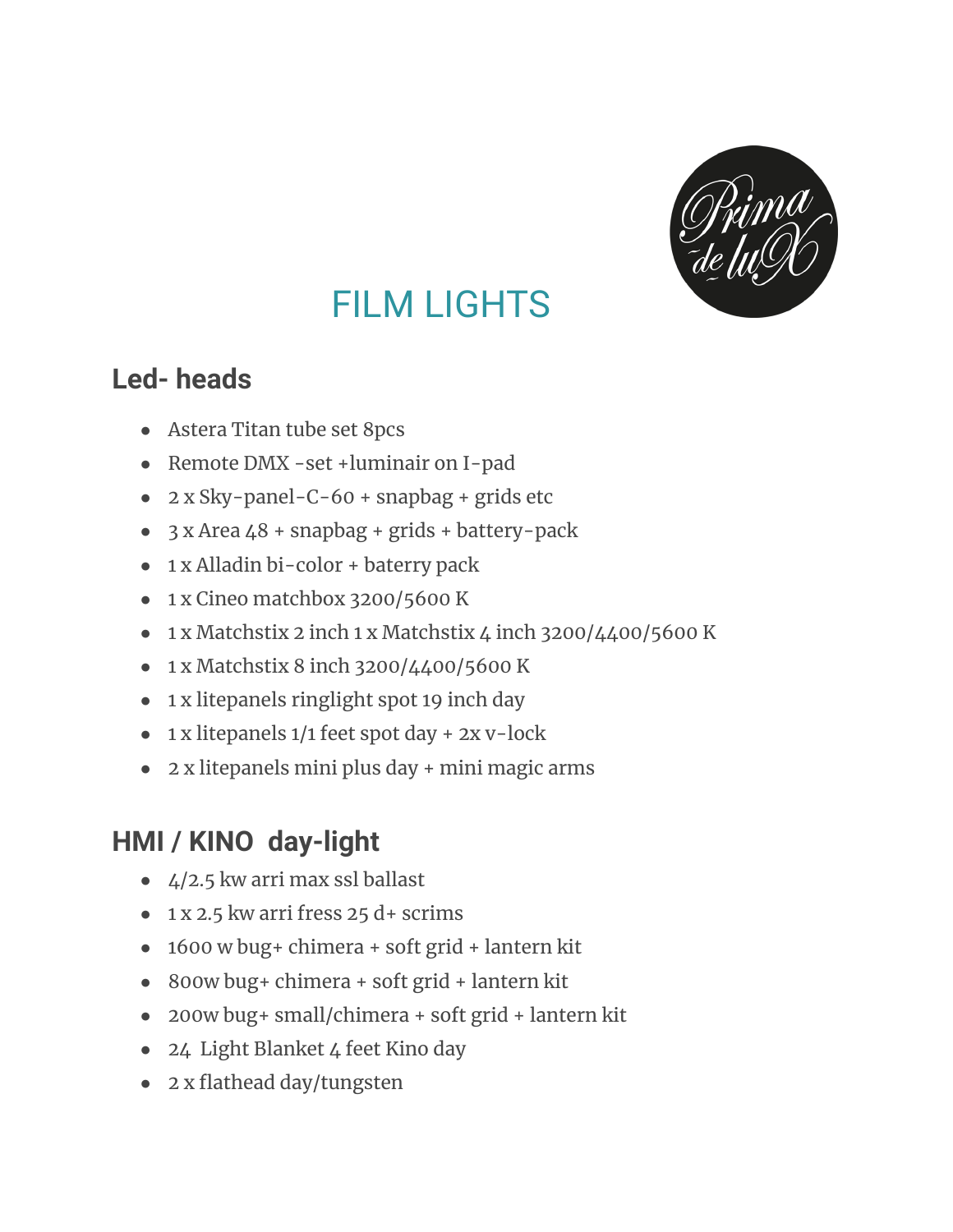# FILM LIGHTS

## Led- heads

- Astera Titan tube set 8pcs
- Remote DMX -set +luminair on I-pad
- 2 x Sky-panel-C-60 + snapbag + grids etc
- 3 x Area 48 + snapbag + grids + battery-pack
- 1 x Alladin bi-color + baterry pack
- 1 x Cineo matchbox 3200/5600 K
- 1 x Matchstix 2 inch 1 x Matchstix 4 inch 3200/4400/5600 K
- 1 x Matchstix 8 inch 3200/4400/5600 K
- 1 x litepanels ringlight spot 19 inch day
- 1 x litepanels 1/1 feet spot day + 2x v-lock
- 2 x litepanels mini plus day + mini magic arms

## HMI / KINO day-light

- 4/2.5 kw arri max ssl ballast
- 1 x 2.5 kw arri fress 25 d+ scrims
- 1600 w bug+ chimera + soft grid + lantern kit
- 800w bug+ chimera + soft grid + lantern kit
- 200w bug+ small/chimera + soft grid + lantern kit
- 24 Light Blanket 4 feet Kino day
- 2 x flathead day/tungsten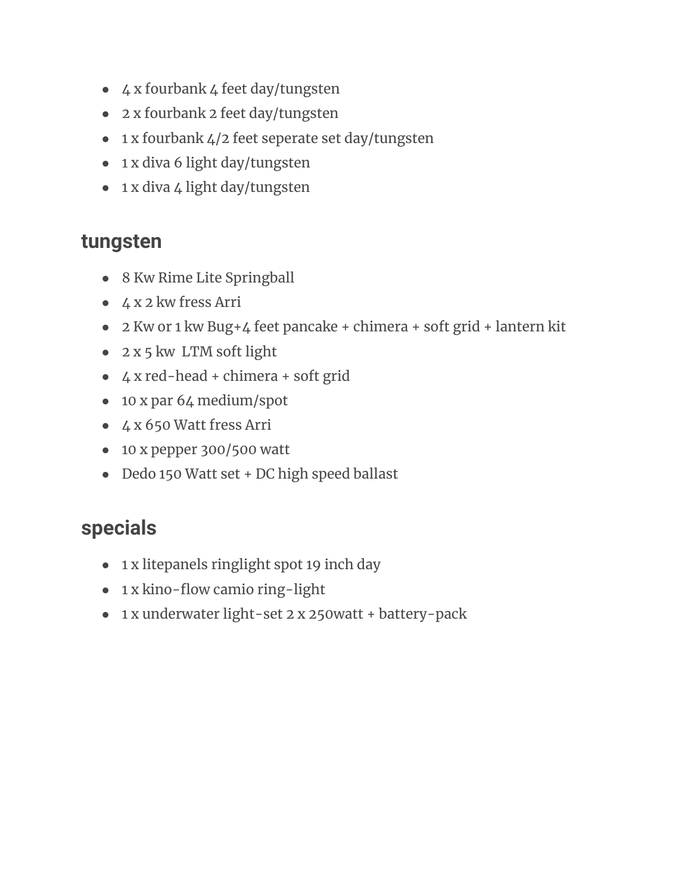- 4 x fourbank 4 feet day/tungsten
- 2 x fourbank 2 feet day/tungsten
- 1 x fourbank 4/2 feet seperate set day/tungsten
- 1 x diva 6 light day/tungsten
- 1 x diva 4 light day/tungsten

## tungsten

- 8 Kw Rime Lite Springball
- 4 x 2 kw fress Arri
- 2 Kw or 1 kw Bug+4 feet pancake + chimera + soft grid + lantern kit
- 2 x 5 kw  LTM soft light
- 4 x red-head + chimera + soft grid
- 10 x par 64 medium/spot
- 4 x 650 Watt fress Arri
- 10 x pepper 300/500 watt
- Dedo 150 Watt set + DC high speed ballast

## specials

- 1 x litepanels ringlight spot 19 inch day
- 1 x kino-flow camio ring-light
- 1 x underwater light-set 2 x 250watt + battery-pack